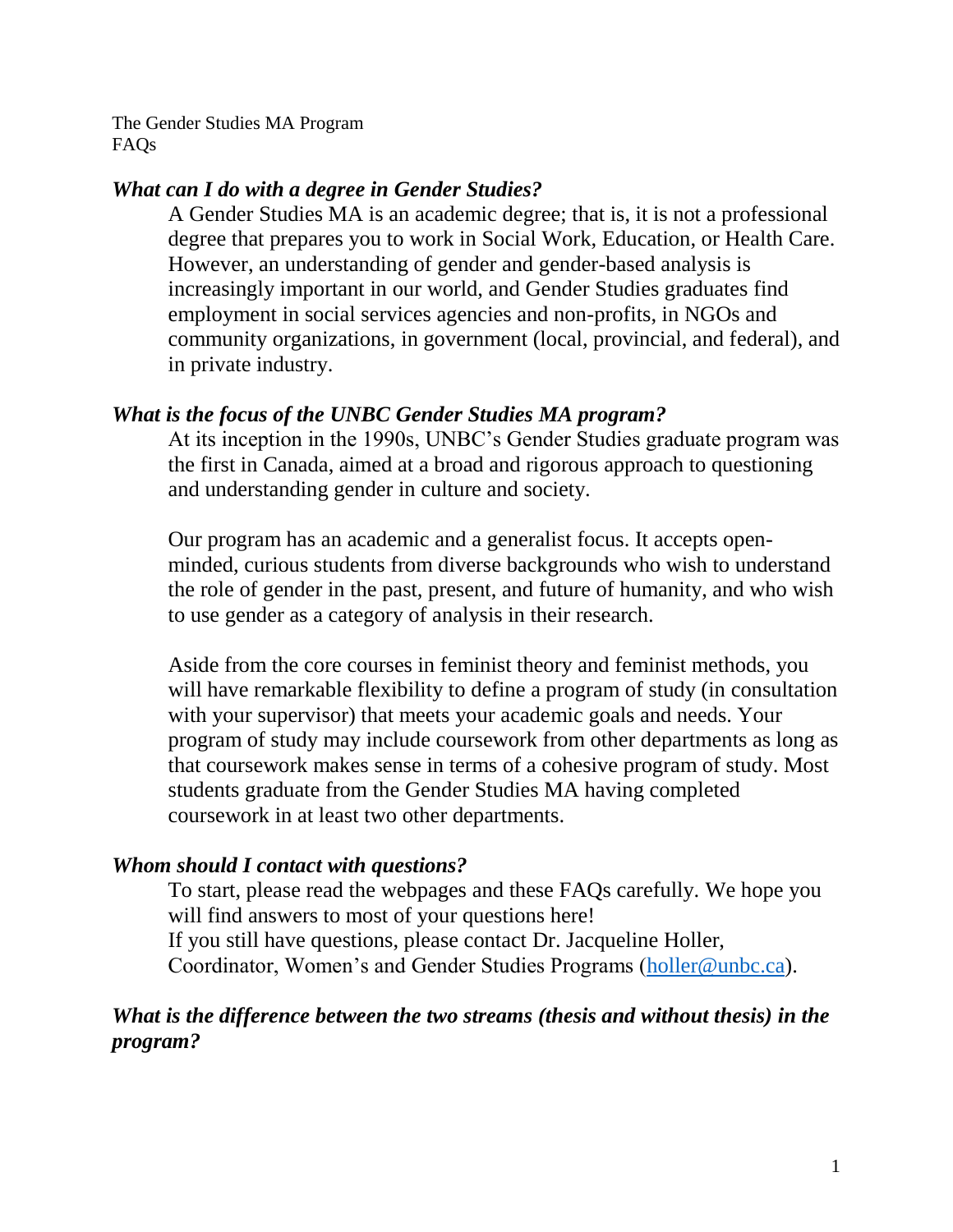The Gender Studies MA Program
FAQs

### *What can I do with a degree in Gender Studies?*

A Gender Studies MA is an academic degree; that is, it is not a professional degree that prepares you to work in Social Work, Education, or Health Care. However, an understanding of gender and gender-based analysis is increasingly important in our world, and Gender Studies graduates find employment in social services agencies and non-profits, in NGOs and community organizations, in government (local, provincial, and federal), and in private industry.

### *What is the focus of the UNBC Gender Studies MA program?*

At its inception in the 1990s, UNBC's Gender Studies graduate program was the first in Canada, aimed at a broad and rigorous approach to questioning and understanding gender in culture and society.

Our program has an academic and a generalist focus. It accepts open-minded, curious students from diverse backgrounds who wish to understand the role of gender in the past, present, and future of humanity, and who wish to use gender as a category of analysis in their research.

Aside from the core courses in feminist theory and feminist methods, you will have remarkable flexibility to define a program of study (in consultation with your supervisor) that meets your academic goals and needs. Your program of study may include coursework from other departments as long as that coursework makes sense in terms of a cohesive program of study. Most students graduate from the Gender Studies MA having completed coursework in at least two other departments.

### *Whom should I contact with questions?*

To start, please read the webpages and these FAQs carefully. We hope you will find answers to most of your questions here!
If you still have questions, please contact Dr. Jacqueline Holler, Coordinator, Women's and Gender Studies Programs (holler@unbc.ca).

### *What is the difference between the two streams (thesis and without thesis) in the program?*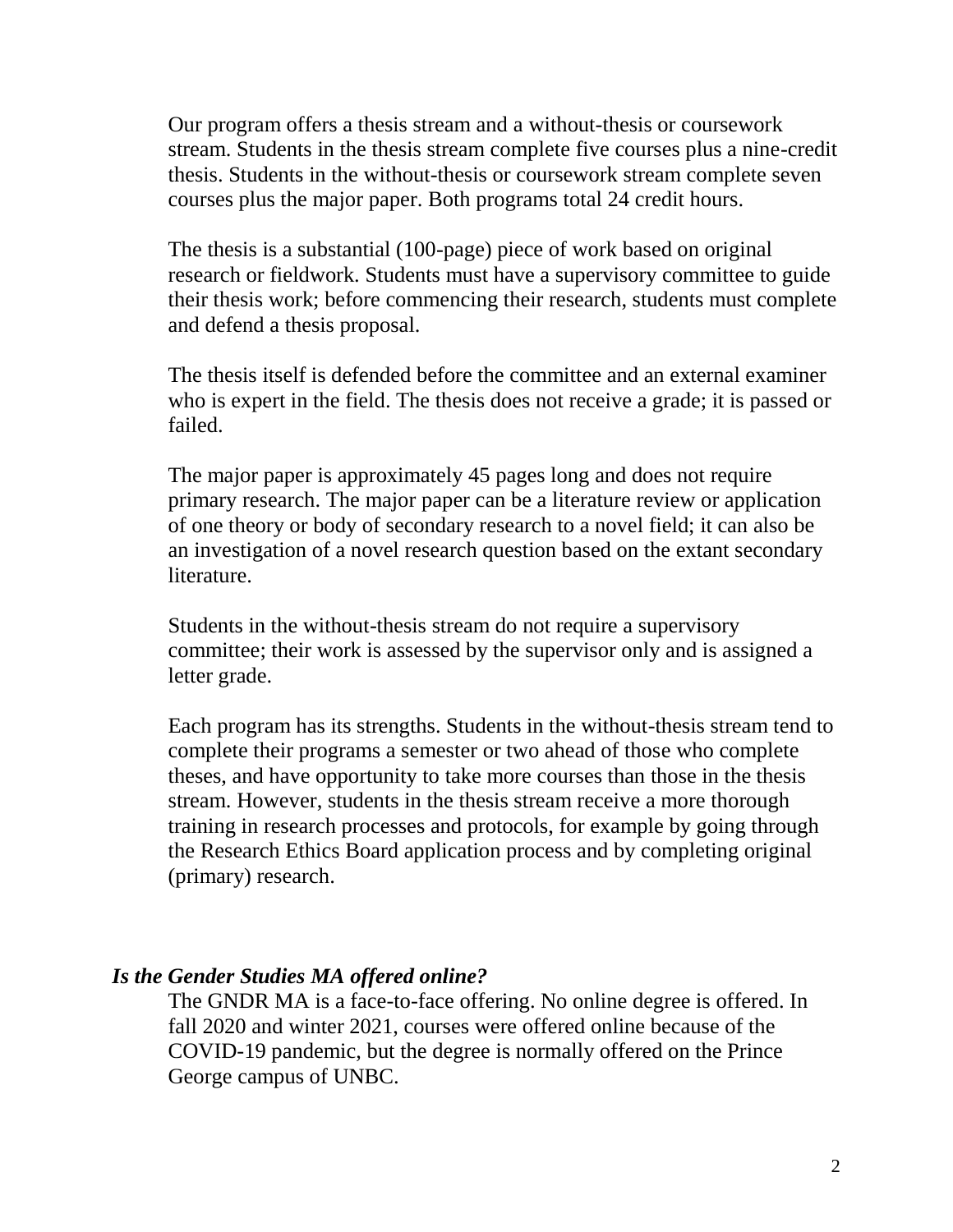Our program offers a thesis stream and a without-thesis or coursework stream. Students in the thesis stream complete five courses plus a nine-credit thesis. Students in the without-thesis or coursework stream complete seven courses plus the major paper. Both programs total 24 credit hours.

The thesis is a substantial (100-page) piece of work based on original research or fieldwork. Students must have a supervisory committee to guide their thesis work; before commencing their research, students must complete and defend a thesis proposal.

The thesis itself is defended before the committee and an external examiner who is expert in the field. The thesis does not receive a grade; it is passed or failed.

The major paper is approximately 45 pages long and does not require primary research. The major paper can be a literature review or application of one theory or body of secondary research to a novel field; it can also be an investigation of a novel research question based on the extant secondary literature.

Students in the without-thesis stream do not require a supervisory committee; their work is assessed by the supervisor only and is assigned a letter grade.

Each program has its strengths. Students in the without-thesis stream tend to complete their programs a semester or two ahead of those who complete theses, and have opportunity to take more courses than those in the thesis stream. However, students in the thesis stream receive a more thorough training in research processes and protocols, for example by going through the Research Ethics Board application process and by completing original (primary) research.

### *Is the Gender Studies MA offered online?*

The GNDR MA is a face-to-face offering. No online degree is offered. In fall 2020 and winter 2021, courses were offered online because of the COVID-19 pandemic, but the degree is normally offered on the Prince George campus of UNBC.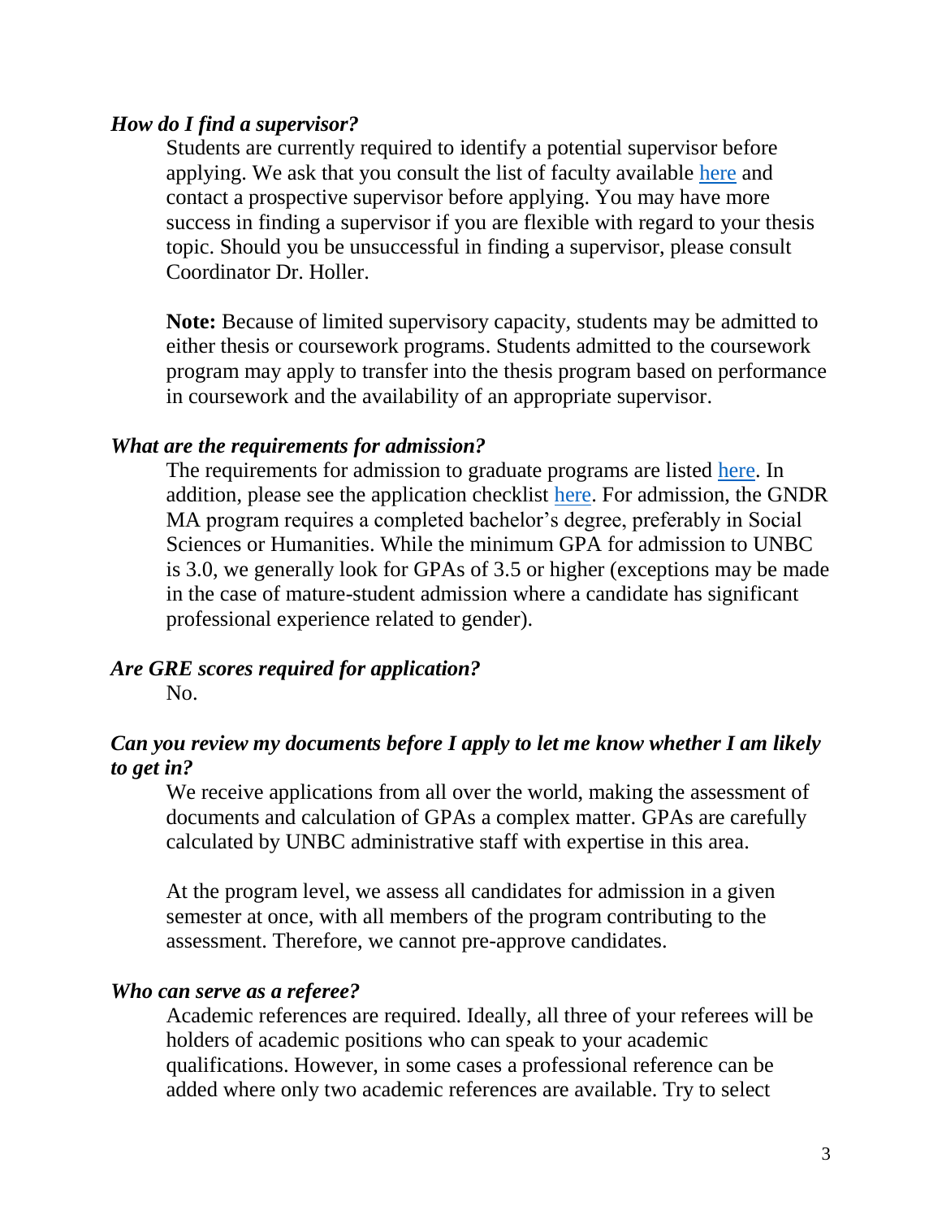### *How do I find a supervisor?*

Students are currently required to identify a potential supervisor before applying. We ask that you consult the list of faculty available [here](#) and contact a prospective supervisor before applying. You may have more success in finding a supervisor if you are flexible with regard to your thesis topic. Should you be unsuccessful in finding a supervisor, please consult Coordinator Dr. Holler.

**Note:** Because of limited supervisory capacity, students may be admitted to either thesis or coursework programs. Students admitted to the coursework program may apply to transfer into the thesis program based on performance in coursework and the availability of an appropriate supervisor.

### *What are the requirements for admission?*

The requirements for admission to graduate programs are listed [here](#). In addition, please see the application checklist [here](#). For admission, the GNDR MA program requires a completed bachelor's degree, preferably in Social Sciences or Humanities. While the minimum GPA for admission to UNBC is 3.0, we generally look for GPAs of 3.5 or higher (exceptions may be made in the case of mature-student admission where a candidate has significant professional experience related to gender).

### *Are GRE scores required for application?*

No.

### *Can you review my documents before I apply to let me know whether I am likely to get in?*

We receive applications from all over the world, making the assessment of documents and calculation of GPAs a complex matter. GPAs are carefully calculated by UNBC administrative staff with expertise in this area.

At the program level, we assess all candidates for admission in a given semester at once, with all members of the program contributing to the assessment. Therefore, we cannot pre-approve candidates.

### *Who can serve as a referee?*

Academic references are required. Ideally, all three of your referees will be holders of academic positions who can speak to your academic qualifications. However, in some cases a professional reference can be added where only two academic references are available. Try to select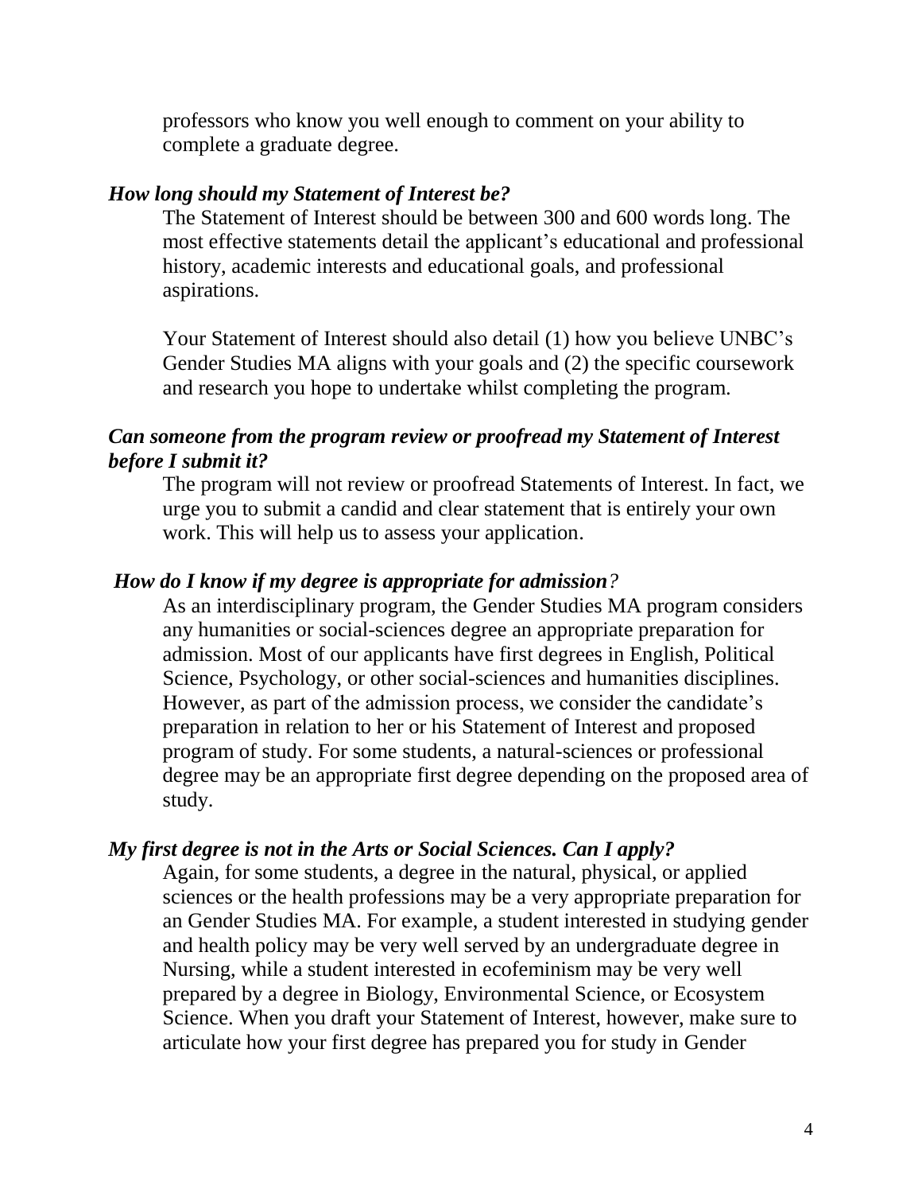professors who know you well enough to comment on your ability to complete a graduate degree.

***How long should my Statement of Interest be?***

The Statement of Interest should be between 300 and 600 words long. The most effective statements detail the applicant's educational and professional history, academic interests and educational goals, and professional aspirations.

Your Statement of Interest should also detail (1) how you believe UNBC's Gender Studies MA aligns with your goals and (2) the specific coursework and research you hope to undertake whilst completing the program.

***Can someone from the program review or proofread my Statement of Interest before I submit it?***

The program will not review or proofread Statements of Interest. In fact, we urge you to submit a candid and clear statement that is entirely your own work. This will help us to assess your application.

***How do I know if my degree is appropriate for admission?***

As an interdisciplinary program, the Gender Studies MA program considers any humanities or social-sciences degree an appropriate preparation for admission. Most of our applicants have first degrees in English, Political Science, Psychology, or other social-sciences and humanities disciplines. However, as part of the admission process, we consider the candidate's preparation in relation to her or his Statement of Interest and proposed program of study. For some students, a natural-sciences or professional degree may be an appropriate first degree depending on the proposed area of study.

***My first degree is not in the Arts or Social Sciences. Can I apply?***

Again, for some students, a degree in the natural, physical, or applied sciences or the health professions may be a very appropriate preparation for an Gender Studies MA. For example, a student interested in studying gender and health policy may be very well served by an undergraduate degree in Nursing, while a student interested in ecofeminism may be very well prepared by a degree in Biology, Environmental Science, or Ecosystem Science. When you draft your Statement of Interest, however, make sure to articulate how your first degree has prepared you for study in Gender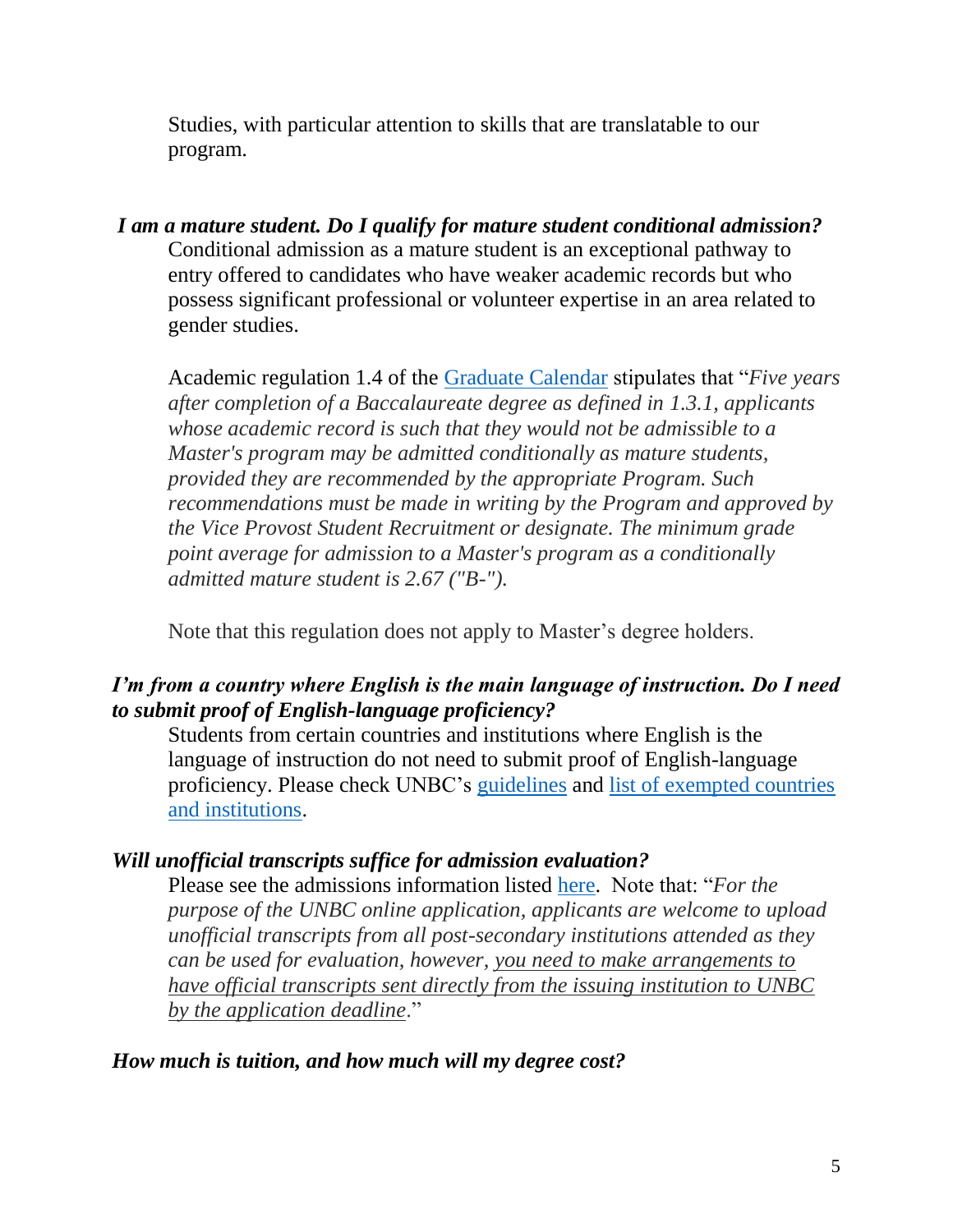Studies, with particular attention to skills that are translatable to our program.

***I am a mature student. Do I qualify for mature student conditional admission?***

Conditional admission as a mature student is an exceptional pathway to entry offered to candidates who have weaker academic records but who possess significant professional or volunteer expertise in an area related to gender studies.

Academic regulation 1.4 of the [Graduate Calendar] stipulates that "*Five years after completion of a Baccalaureate degree as defined in 1.3.1, applicants whose academic record is such that they would not be admissible to a Master's program may be admitted conditionally as mature students, provided they are recommended by the appropriate Program. Such recommendations must be made in writing by the Program and approved by the Vice Provost Student Recruitment or designate. The minimum grade point average for admission to a Master's program as a conditionally admitted mature student is 2.67 ("B-").*

Note that this regulation does not apply to Master's degree holders.

***I'm from a country where English is the main language of instruction. Do I need to submit proof of English-language proficiency?***

Students from certain countries and institutions where English is the language of instruction do not need to submit proof of English-language proficiency. Please check UNBC's [guidelines] and [list of exempted countries and institutions].

***Will unofficial transcripts suffice for admission evaluation?***

Please see the admissions information listed [here]. Note that: "*For the purpose of the UNBC online application, applicants are welcome to upload unofficial transcripts from all post-secondary institutions attended as they can be used for evaluation, however, <u>you need to make arrangements to have official transcripts sent directly from the issuing institution to UNBC by the application deadline</u>.*"

***How much is tuition, and how much will my degree cost?***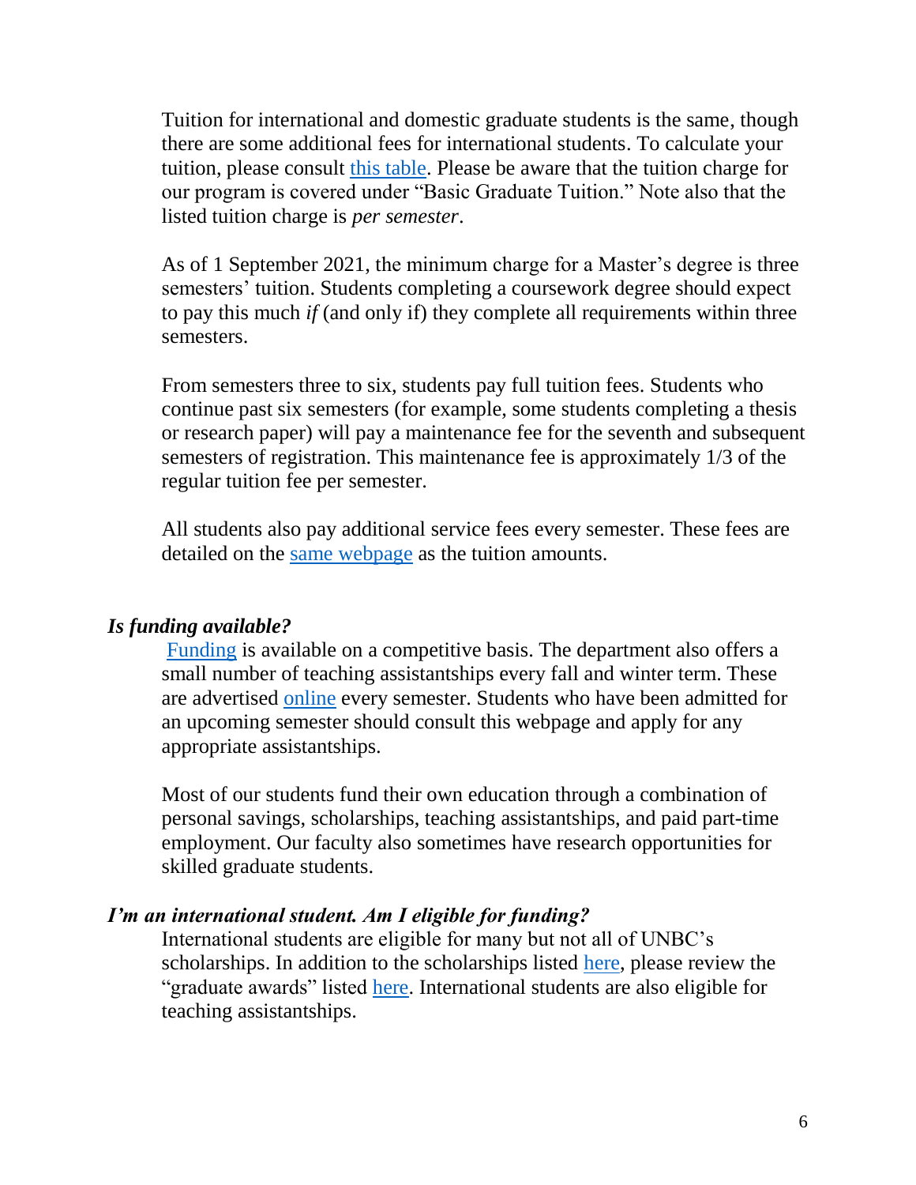Tuition for international and domestic graduate students is the same, though there are some additional fees for international students. To calculate your tuition, please consult this table. Please be aware that the tuition charge for our program is covered under "Basic Graduate Tuition." Note also that the listed tuition charge is *per semester*.

As of 1 September 2021, the minimum charge for a Master's degree is three semesters' tuition. Students completing a coursework degree should expect to pay this much *if* (and only if) they complete all requirements within three semesters.

From semesters three to six, students pay full tuition fees. Students who continue past six semesters (for example, some students completing a thesis or research paper) will pay a maintenance fee for the seventh and subsequent semesters of registration. This maintenance fee is approximately 1/3 of the regular tuition fee per semester.

All students also pay additional service fees every semester. These fees are detailed on the same webpage as the tuition amounts.

### *Is funding available?*

Funding is available on a competitive basis. The department also offers a small number of teaching assistantships every fall and winter term. These are advertised online every semester. Students who have been admitted for an upcoming semester should consult this webpage and apply for any appropriate assistantships.

Most of our students fund their own education through a combination of personal savings, scholarships, teaching assistantships, and paid part-time employment. Our faculty also sometimes have research opportunities for skilled graduate students.

### *I'm an international student. Am I eligible for funding?*

International students are eligible for many but not all of UNBC's scholarships. In addition to the scholarships listed here, please review the "graduate awards" listed here. International students are also eligible for teaching assistantships.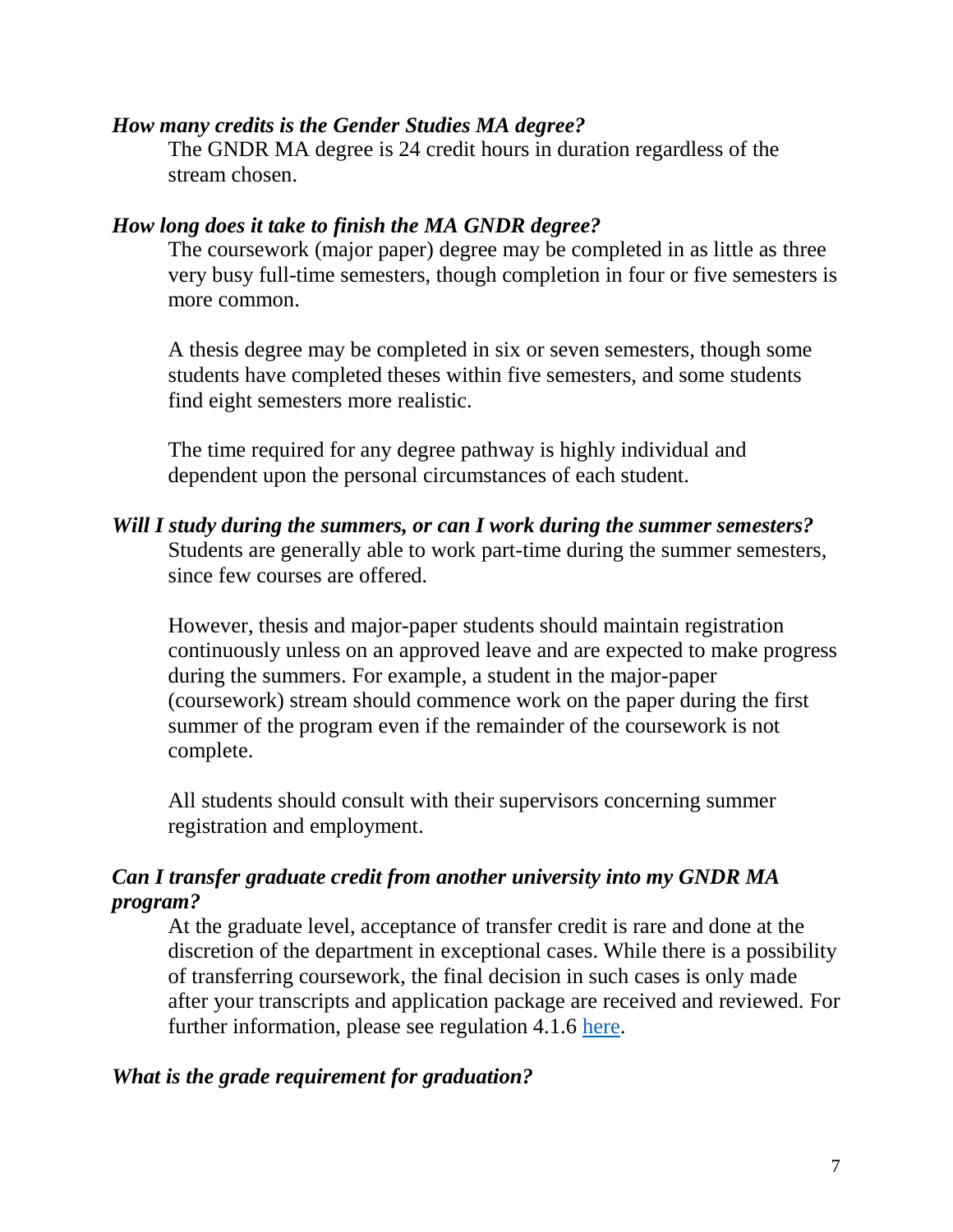***How many credits is the Gender Studies MA degree?***

The GNDR MA degree is 24 credit hours in duration regardless of the stream chosen.

***How long does it take to finish the MA GNDR degree?***

The coursework (major paper) degree may be completed in as little as three very busy full-time semesters, though completion in four or five semesters is more common.

A thesis degree may be completed in six or seven semesters, though some students have completed theses within five semesters, and some students find eight semesters more realistic.

The time required for any degree pathway is highly individual and dependent upon the personal circumstances of each student.

***Will I study during the summers, or can I work during the summer semesters?***

Students are generally able to work part-time during the summer semesters, since few courses are offered.

However, thesis and major-paper students should maintain registration continuously unless on an approved leave and are expected to make progress during the summers. For example, a student in the major-paper (coursework) stream should commence work on the paper during the first summer of the program even if the remainder of the coursework is not complete.

All students should consult with their supervisors concerning summer registration and employment.

***Can I transfer graduate credit from another university into my GNDR MA program?***

At the graduate level, acceptance of transfer credit is rare and done at the discretion of the department in exceptional cases. While there is a possibility of transferring coursework, the final decision in such cases is only made after your transcripts and application package are received and reviewed. For further information, please see regulation 4.1.6 [here](#).

***What is the grade requirement for graduation?***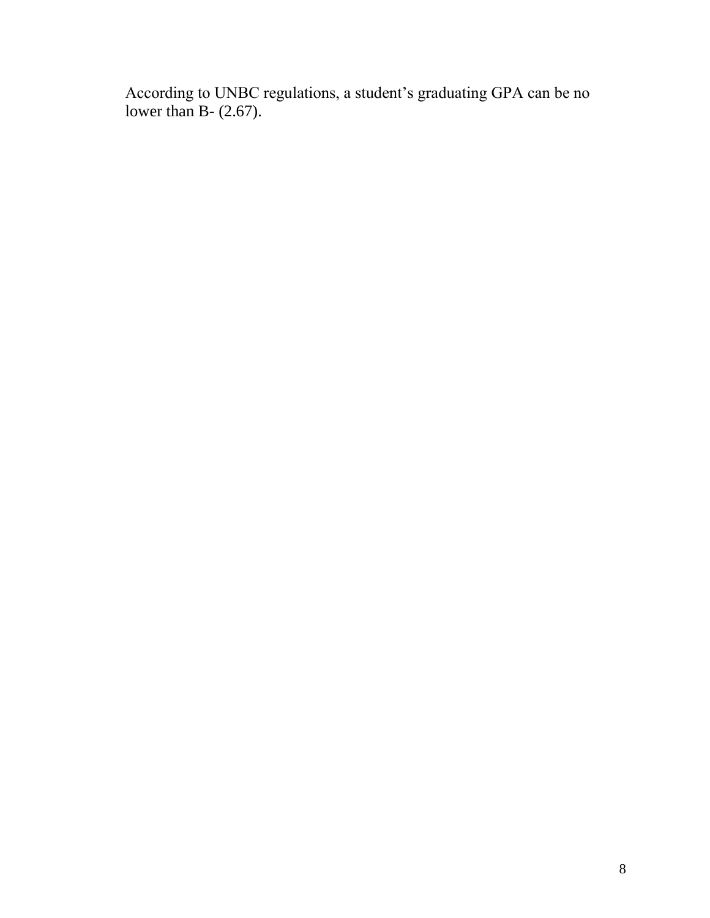According to UNBC regulations, a student’s graduating GPA can be no lower than B- (2.67).